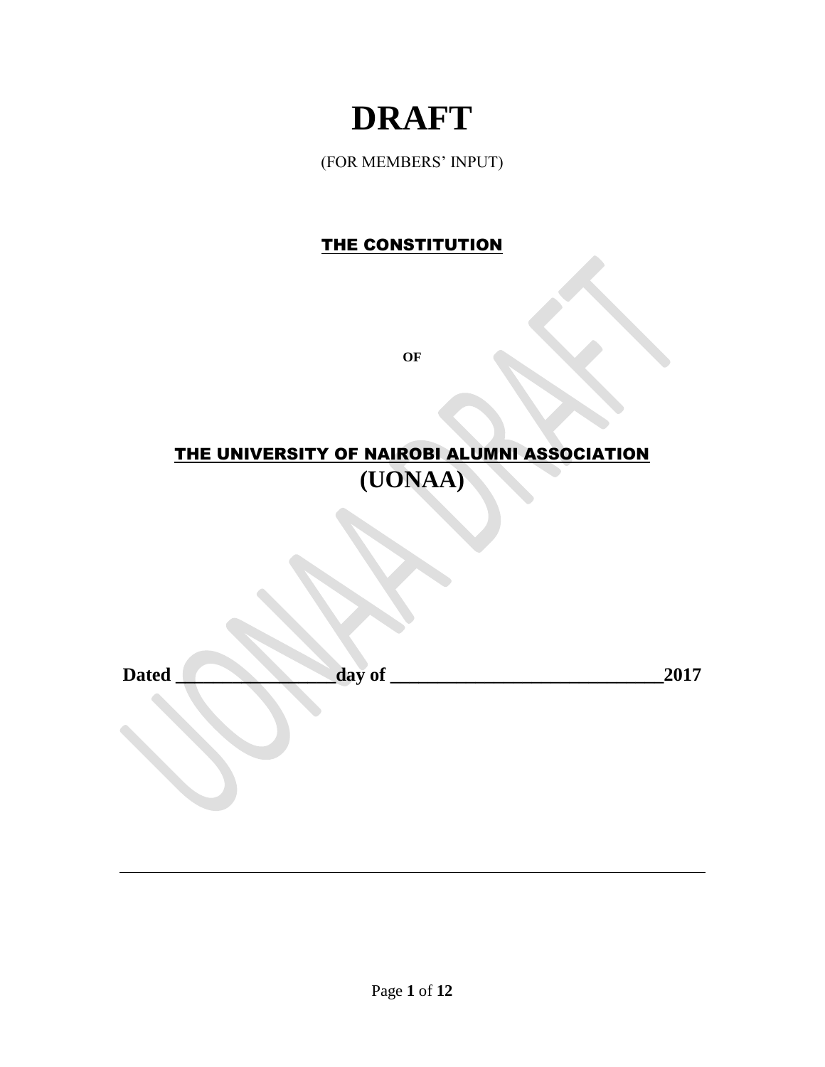# DRAFT

(FOR MEMBERS' INPUT)

## THE CONSTITUTION

**OF**

## THE UNIVERSITY OF NAIROBI ALUMNI ASSOCIATION

## (UONAA)

**Dated \_\_\_\_\_\_\_\_\_\_\_\_\_\_\_\_\_\_day of \_\_\_\_\_\_\_\_\_\_\_\_\_\_\_\_\_\_\_\_\_\_\_\_\_\_\_\_\_\_2017**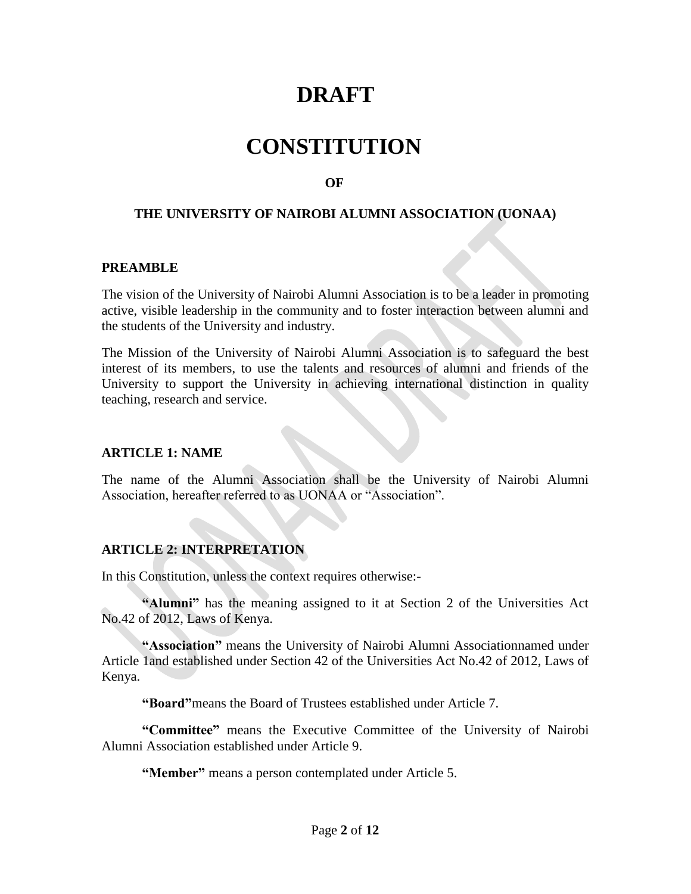# DRAFT

# CONSTITUTION

**OF**

**THE UNIVERSITY OF NAIROBI ALUMNI ASSOCIATION (UONAA)**

## PREAMBLE

The vision of the University of Nairobi Alumni Association is to be a leader in promoting active, visible leadership in the community and to foster interaction between alumni and the students of the University and industry.

The Mission of the University of Nairobi Alumni Association is to safeguard the best interest of its members, to use the talents and resources of alumni and friends of the University to support the University in achieving international distinction in quality teaching, research and service.

## ARTICLE 1: NAME

The name of the Alumni Association shall be the University of Nairobi Alumni Association, hereafter referred to as UONAA or "Association".

## ARTICLE 2: INTERPRETATION

In this Constitution, unless the context requires otherwise:-

**"Alumni"** has the meaning assigned to it at Section 2 of the Universities Act No.42 of 2012, Laws of Kenya.

**"Association"** means the University of Nairobi Alumni Associationnamed under Article 1and established under Section 42 of the Universities Act No.42 of 2012, Laws of Kenya.

**"Board"**means the Board of Trustees established under Article 7.

**"Committee"** means the Executive Committee of the University of Nairobi Alumni Association established under Article 9.

**"Member"** means a person contemplated under Article 5.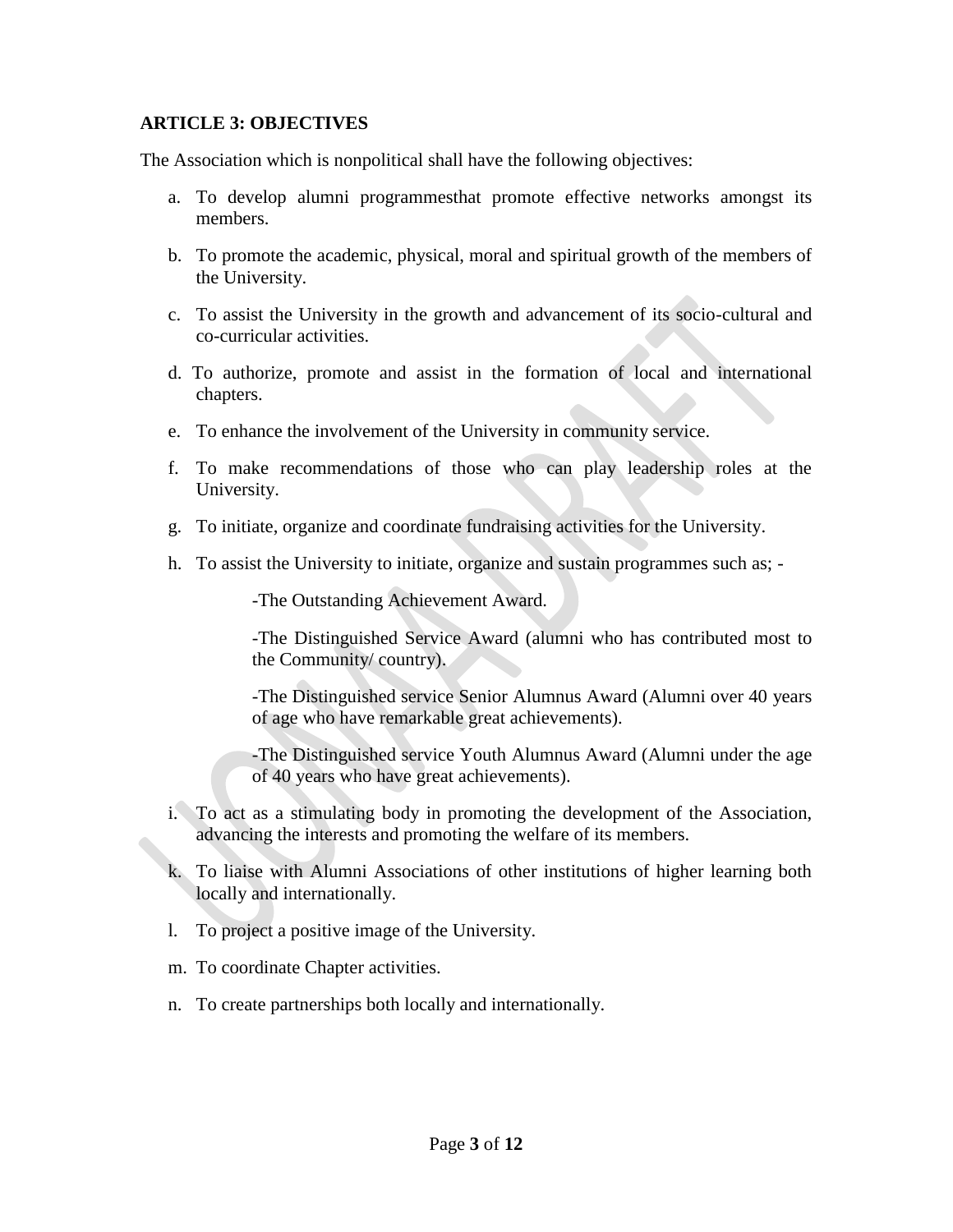**ARTICLE 3: OBJECTIVES**

The Association which is nonpolitical shall have the following objectives:

a. To develop alumni programmesthat promote effective networks amongst its members.

b. To promote the academic, physical, moral and spiritual growth of the members of the University.

c. To assist the University in the growth and advancement of its socio-cultural and co-curricular activities.

d. To authorize, promote and assist in the formation of local and international chapters.

e. To enhance the involvement of the University in community service.

f. To make recommendations of those who can play leadership roles at the University.

g. To initiate, organize and coordinate fundraising activities for the University.

h. To assist the University to initiate, organize and sustain programmes such as; -

    -The Outstanding Achievement Award.

    -The Distinguished Service Award (alumni who has contributed most to the Community/ country).

    -The Distinguished service Senior Alumnus Award (Alumni over 40 years of age who have remarkable great achievements).

    -The Distinguished service Youth Alumnus Award (Alumni under the age of 40 years who have great achievements).

i. To act as a stimulating body in promoting the development of the Association, advancing the interests and promoting the welfare of its members.

k. To liaise with Alumni Associations of other institutions of higher learning both locally and internationally.

l. To project a positive image of the University.

m. To coordinate Chapter activities.

n. To create partnerships both locally and internationally.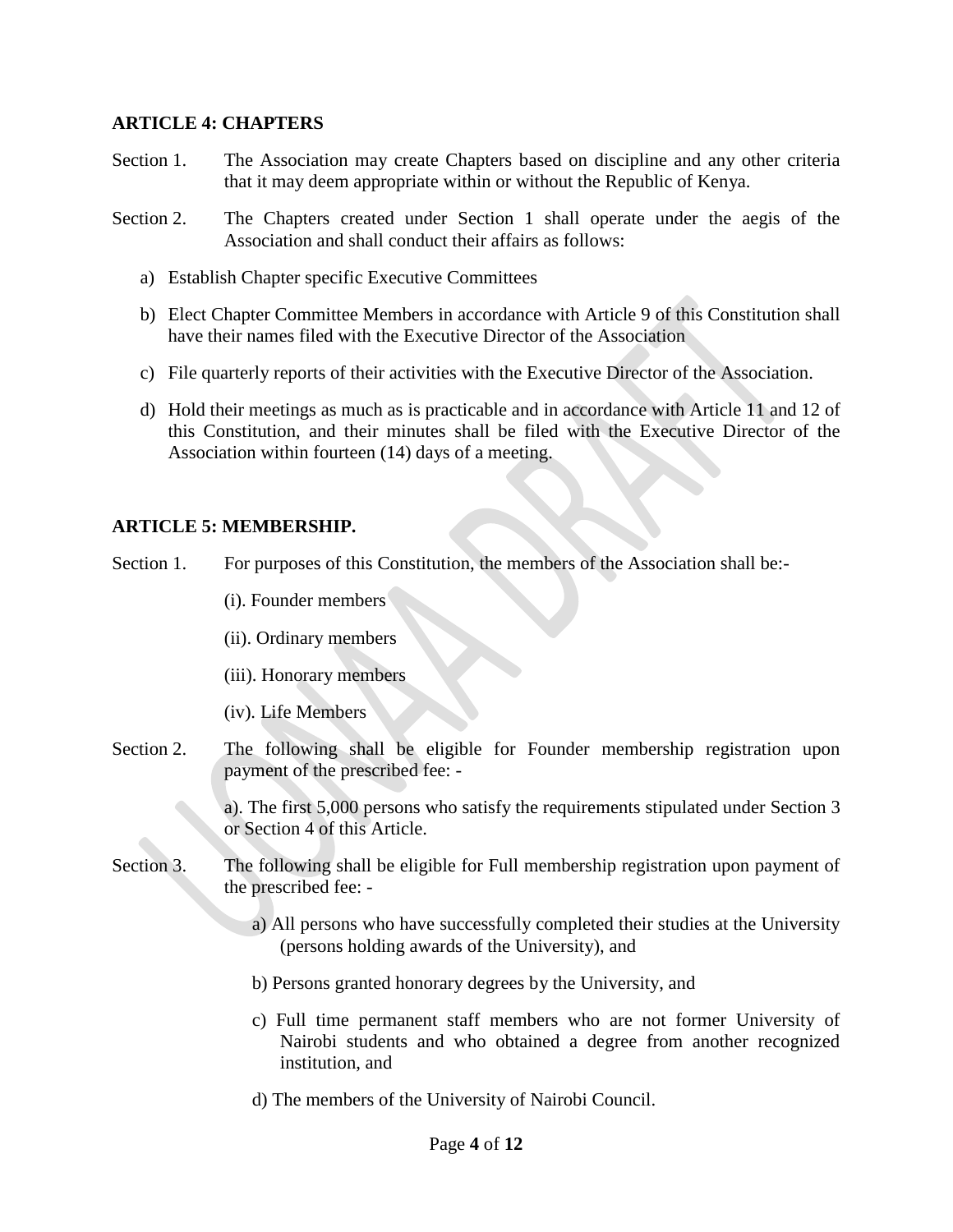## ARTICLE 4: CHAPTERS

Section 1. The Association may create Chapters based on discipline and any other criteria that it may deem appropriate within or without the Republic of Kenya.

Section 2. The Chapters created under Section 1 shall operate under the aegis of the Association and shall conduct their affairs as follows:

a) Establish Chapter specific Executive Committees

b) Elect Chapter Committee Members in accordance with Article 9 of this Constitution shall have their names filed with the Executive Director of the Association

c) File quarterly reports of their activities with the Executive Director of the Association.

d) Hold their meetings as much as is practicable and in accordance with Article 11 and 12 of this Constitution, and their minutes shall be filed with the Executive Director of the Association within fourteen (14) days of a meeting.

## ARTICLE 5: MEMBERSHIP.

Section 1. For purposes of this Constitution, the members of the Association shall be:-

(i). Founder members

(ii). Ordinary members

(iii). Honorary members

(iv). Life Members

Section 2. The following shall be eligible for Founder membership registration upon payment of the prescribed fee: -

a). The first 5,000 persons who satisfy the requirements stipulated under Section 3 or Section 4 of this Article.

Section 3. The following shall be eligible for Full membership registration upon payment of the prescribed fee: -

a) All persons who have successfully completed their studies at the University (persons holding awards of the University), and

b) Persons granted honorary degrees by the University, and

c) Full time permanent staff members who are not former University of Nairobi students and who obtained a degree from another recognized institution, and

d) The members of the University of Nairobi Council.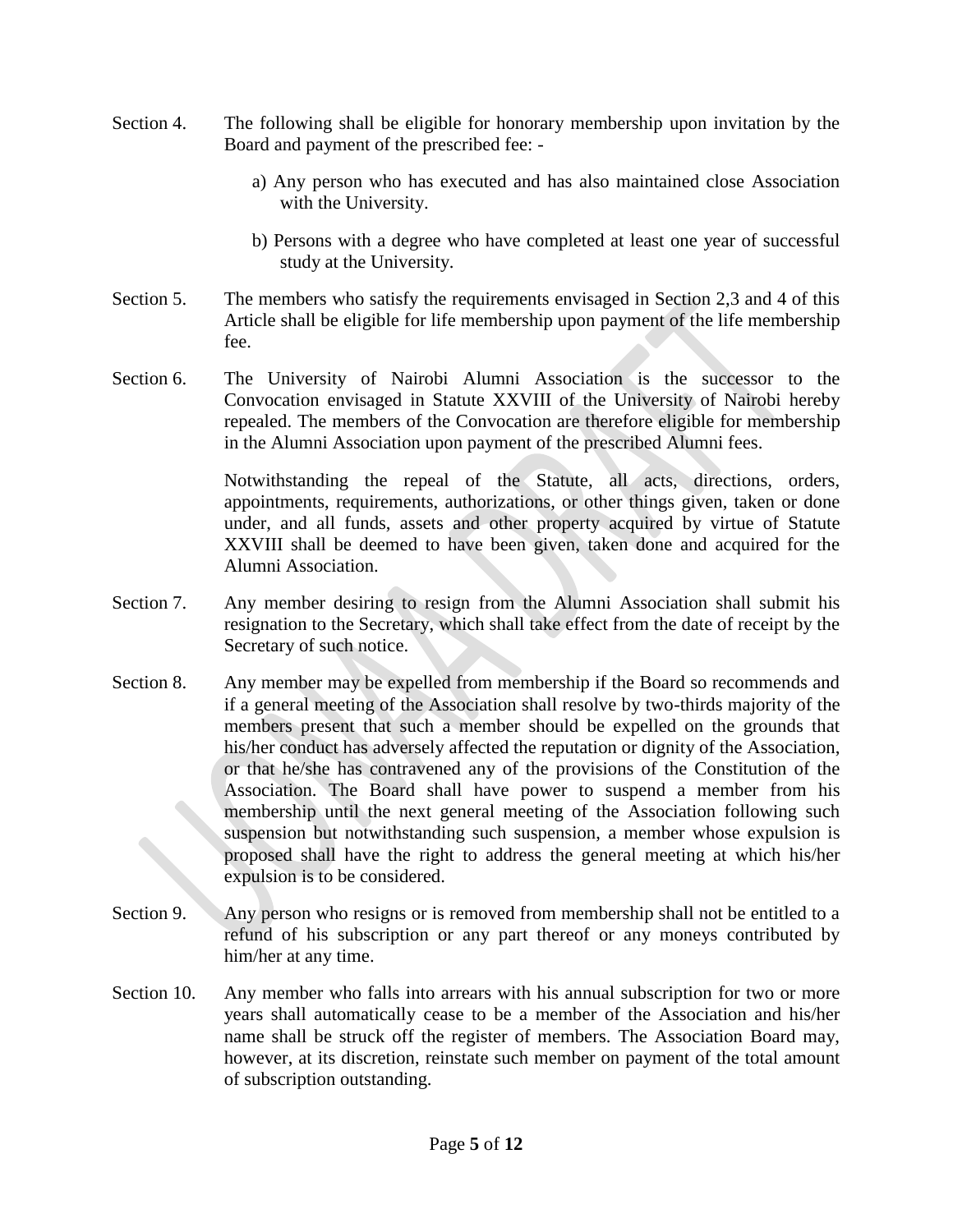Section 4. The following shall be eligible for honorary membership upon invitation by the Board and payment of the prescribed fee: -

a) Any person who has executed and has also maintained close Association with the University.

b) Persons with a degree who have completed at least one year of successful study at the University.

Section 5. The members who satisfy the requirements envisaged in Section 2,3 and 4 of this Article shall be eligible for life membership upon payment of the life membership fee.

Section 6. The University of Nairobi Alumni Association is the successor to the Convocation envisaged in Statute XXVIII of the University of Nairobi hereby repealed. The members of the Convocation are therefore eligible for membership in the Alumni Association upon payment of the prescribed Alumni fees.

Notwithstanding the repeal of the Statute, all acts, directions, orders, appointments, requirements, authorizations, or other things given, taken or done under, and all funds, assets and other property acquired by virtue of Statute XXVIII shall be deemed to have been given, taken done and acquired for the Alumni Association.

Section 7. Any member desiring to resign from the Alumni Association shall submit his resignation to the Secretary, which shall take effect from the date of receipt by the Secretary of such notice.

Section 8. Any member may be expelled from membership if the Board so recommends and if a general meeting of the Association shall resolve by two-thirds majority of the members present that such a member should be expelled on the grounds that his/her conduct has adversely affected the reputation or dignity of the Association, or that he/she has contravened any of the provisions of the Constitution of the Association. The Board shall have power to suspend a member from his membership until the next general meeting of the Association following such suspension but notwithstanding such suspension, a member whose expulsion is proposed shall have the right to address the general meeting at which his/her expulsion is to be considered.

Section 9. Any person who resigns or is removed from membership shall not be entitled to a refund of his subscription or any part thereof or any moneys contributed by him/her at any time.

Section 10. Any member who falls into arrears with his annual subscription for two or more years shall automatically cease to be a member of the Association and his/her name shall be struck off the register of members. The Association Board may, however, at its discretion, reinstate such member on payment of the total amount of subscription outstanding.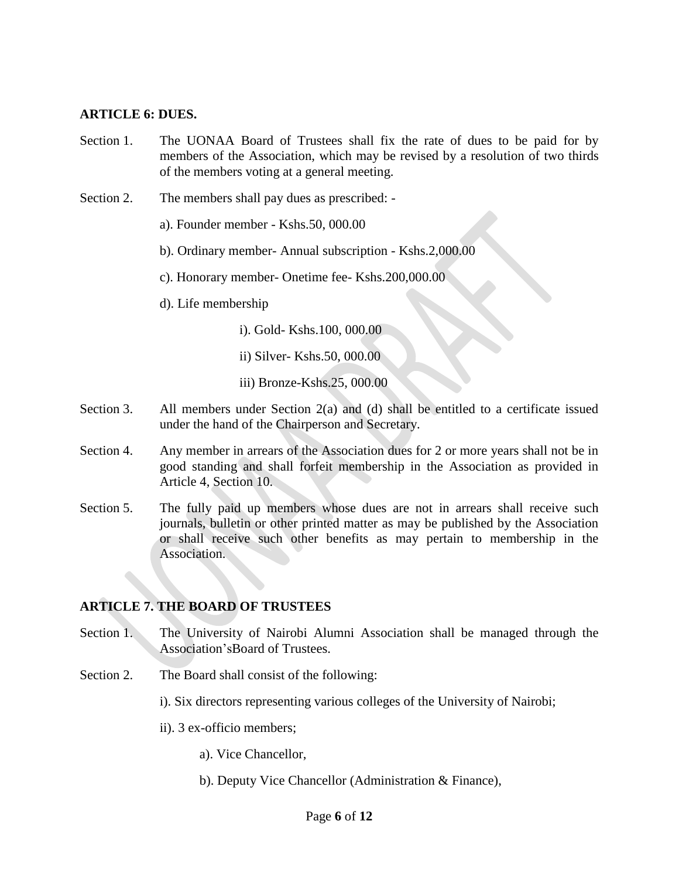## ARTICLE 6: DUES.

Section 1. The UONAA Board of Trustees shall fix the rate of dues to be paid for by members of the Association, which may be revised by a resolution of two thirds of the members voting at a general meeting.

Section 2. The members shall pay dues as prescribed: -

a). Founder member - Kshs.50, 000.00

b). Ordinary member- Annual subscription - Kshs.2,000.00

c). Honorary member- Onetime fee- Kshs.200,000.00

d). Life membership

i). Gold- Kshs.100, 000.00

ii) Silver- Kshs.50, 000.00

iii) Bronze-Kshs.25, 000.00

Section 3. All members under Section 2(a) and (d) shall be entitled to a certificate issued under the hand of the Chairperson and Secretary.

Section 4. Any member in arrears of the Association dues for 2 or more years shall not be in good standing and shall forfeit membership in the Association as provided in Article 4, Section 10.

Section 5. The fully paid up members whose dues are not in arrears shall receive such journals, bulletin or other printed matter as may be published by the Association or shall receive such other benefits as may pertain to membership in the Association.

## ARTICLE 7. THE BOARD OF TRUSTEES

Section 1. The University of Nairobi Alumni Association shall be managed through the Association'sBoard of Trustees.

Section 2. The Board shall consist of the following:

i). Six directors representing various colleges of the University of Nairobi;

ii). 3 ex-officio members;

a). Vice Chancellor,

b). Deputy Vice Chancellor (Administration & Finance),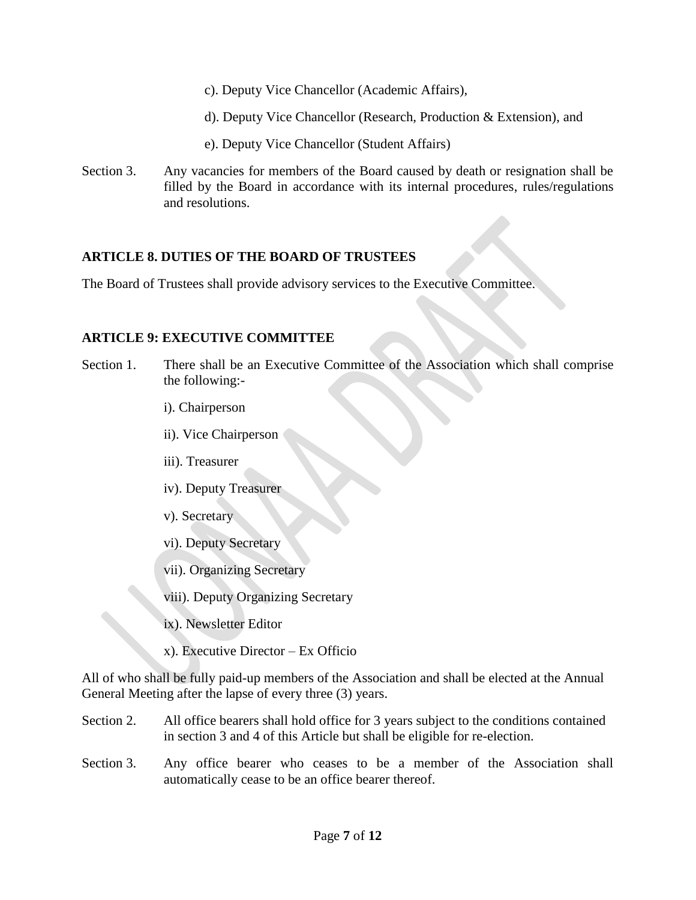c). Deputy Vice Chancellor (Academic Affairs),

d). Deputy Vice Chancellor (Research, Production & Extension), and

e). Deputy Vice Chancellor (Student Affairs)

Section 3. Any vacancies for members of the Board caused by death or resignation shall be filled by the Board in accordance with its internal procedures, rules/regulations and resolutions.

## ARTICLE 8. DUTIES OF THE BOARD OF TRUSTEES

The Board of Trustees shall provide advisory services to the Executive Committee.

## ARTICLE 9: EXECUTIVE COMMITTEE

Section 1. There shall be an Executive Committee of the Association which shall comprise the following:-

i). Chairperson

ii). Vice Chairperson

iii). Treasurer

iv). Deputy Treasurer

v). Secretary

vi). Deputy Secretary

vii). Organizing Secretary

viii). Deputy Organizing Secretary

ix). Newsletter Editor

x). Executive Director – Ex Officio

All of who shall be fully paid-up members of the Association and shall be elected at the Annual General Meeting after the lapse of every three (3) years.

Section 2. All office bearers shall hold office for 3 years subject to the conditions contained in section 3 and 4 of this Article but shall be eligible for re-election.

Section 3. Any office bearer who ceases to be a member of the Association shall automatically cease to be an office bearer thereof.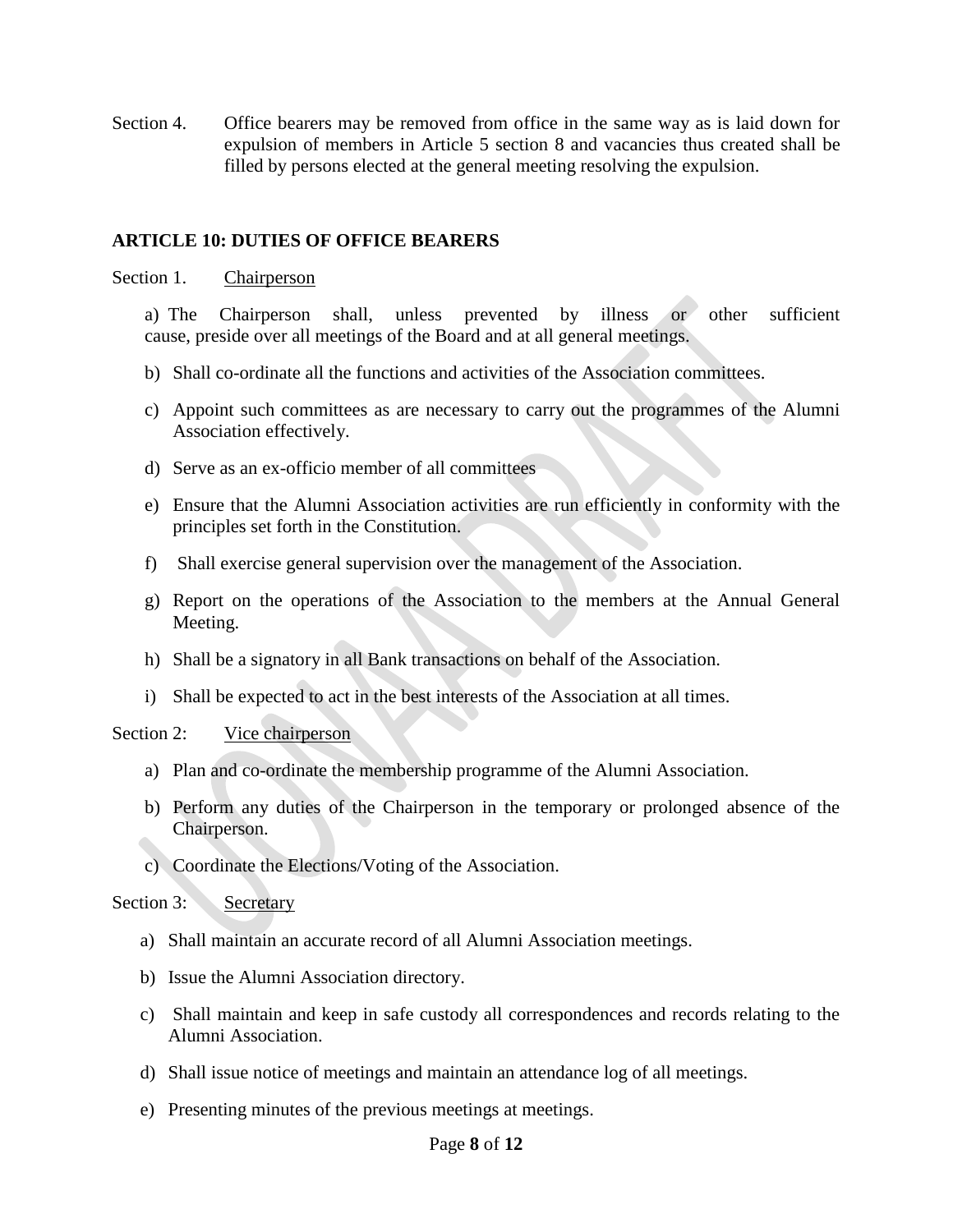Section 4. Office bearers may be removed from office in the same way as is laid down for expulsion of members in Article 5 section 8 and vacancies thus created shall be filled by persons elected at the general meeting resolving the expulsion.

## ARTICLE 10: DUTIES OF OFFICE BEARERS

Section 1. Chairperson

a) The Chairperson shall, unless prevented by illness or other sufficient cause, preside over all meetings of the Board and at all general meetings.

b) Shall co-ordinate all the functions and activities of the Association committees.

c) Appoint such committees as are necessary to carry out the programmes of the Alumni Association effectively.

d) Serve as an ex-officio member of all committees

e) Ensure that the Alumni Association activities are run efficiently in conformity with the principles set forth in the Constitution.

f) Shall exercise general supervision over the management of the Association.

g) Report on the operations of the Association to the members at the Annual General Meeting.

h) Shall be a signatory in all Bank transactions on behalf of the Association.

i) Shall be expected to act in the best interests of the Association at all times.

Section 2: Vice chairperson

a) Plan and co-ordinate the membership programme of the Alumni Association.

b) Perform any duties of the Chairperson in the temporary or prolonged absence of the Chairperson.

c) Coordinate the Elections/Voting of the Association.

Section 3: Secretary

a) Shall maintain an accurate record of all Alumni Association meetings.

b) Issue the Alumni Association directory.

c) Shall maintain and keep in safe custody all correspondences and records relating to the Alumni Association.

d) Shall issue notice of meetings and maintain an attendance log of all meetings.

e) Presenting minutes of the previous meetings at meetings.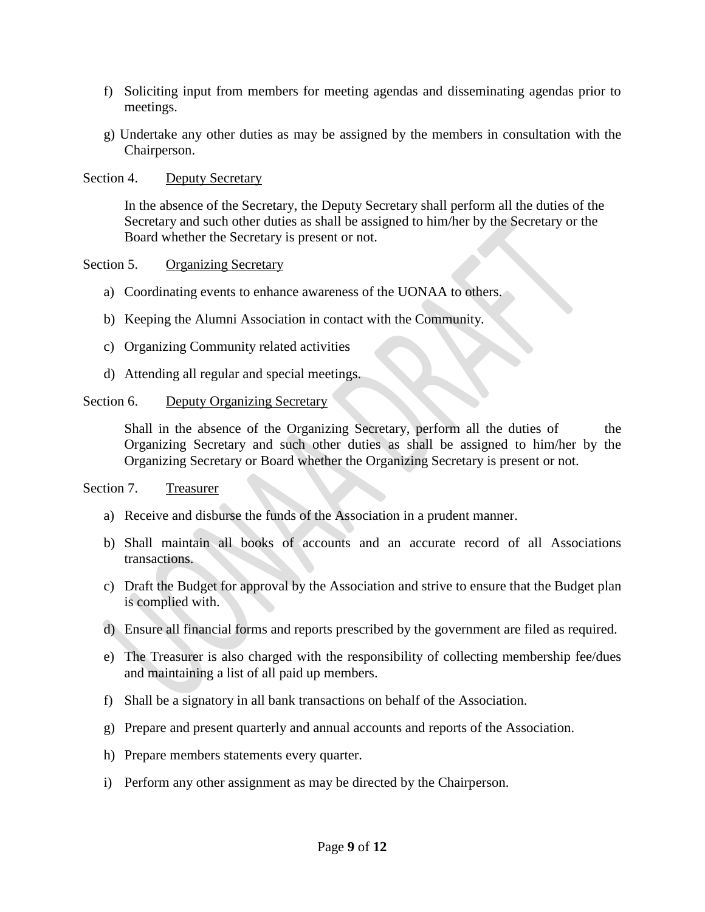f) Soliciting input from members for meeting agendas and disseminating agendas prior to meetings.

g) Undertake any other duties as may be assigned by the members in consultation with the Chairperson.

Section 4. <u>Deputy Secretary</u>

In the absence of the Secretary, the Deputy Secretary shall perform all the duties of the Secretary and such other duties as shall be assigned to him/her by the Secretary or the Board whether the Secretary is present or not.

Section 5. <u>Organizing Secretary</u>

a) Coordinating events to enhance awareness of the UONAA to others.

b) Keeping the Alumni Association in contact with the Community.

c) Organizing Community related activities

d) Attending all regular and special meetings.

Section 6. <u>Deputy Organizing Secretary</u>

Shall in the absence of the Organizing Secretary, perform all the duties of the Organizing Secretary and such other duties as shall be assigned to him/her by the Organizing Secretary or Board whether the Organizing Secretary is present or not.

Section 7. <u>Treasurer</u>

a) Receive and disburse the funds of the Association in a prudent manner.

b) Shall maintain all books of accounts and an accurate record of all Associations transactions.

c) Draft the Budget for approval by the Association and strive to ensure that the Budget plan is complied with.

d) Ensure all financial forms and reports prescribed by the government are filed as required.

e) The Treasurer is also charged with the responsibility of collecting membership fee/dues and maintaining a list of all paid up members.

f) Shall be a signatory in all bank transactions on behalf of the Association.

g) Prepare and present quarterly and annual accounts and reports of the Association.

h) Prepare members statements every quarter.

i) Perform any other assignment as may be directed by the Chairperson.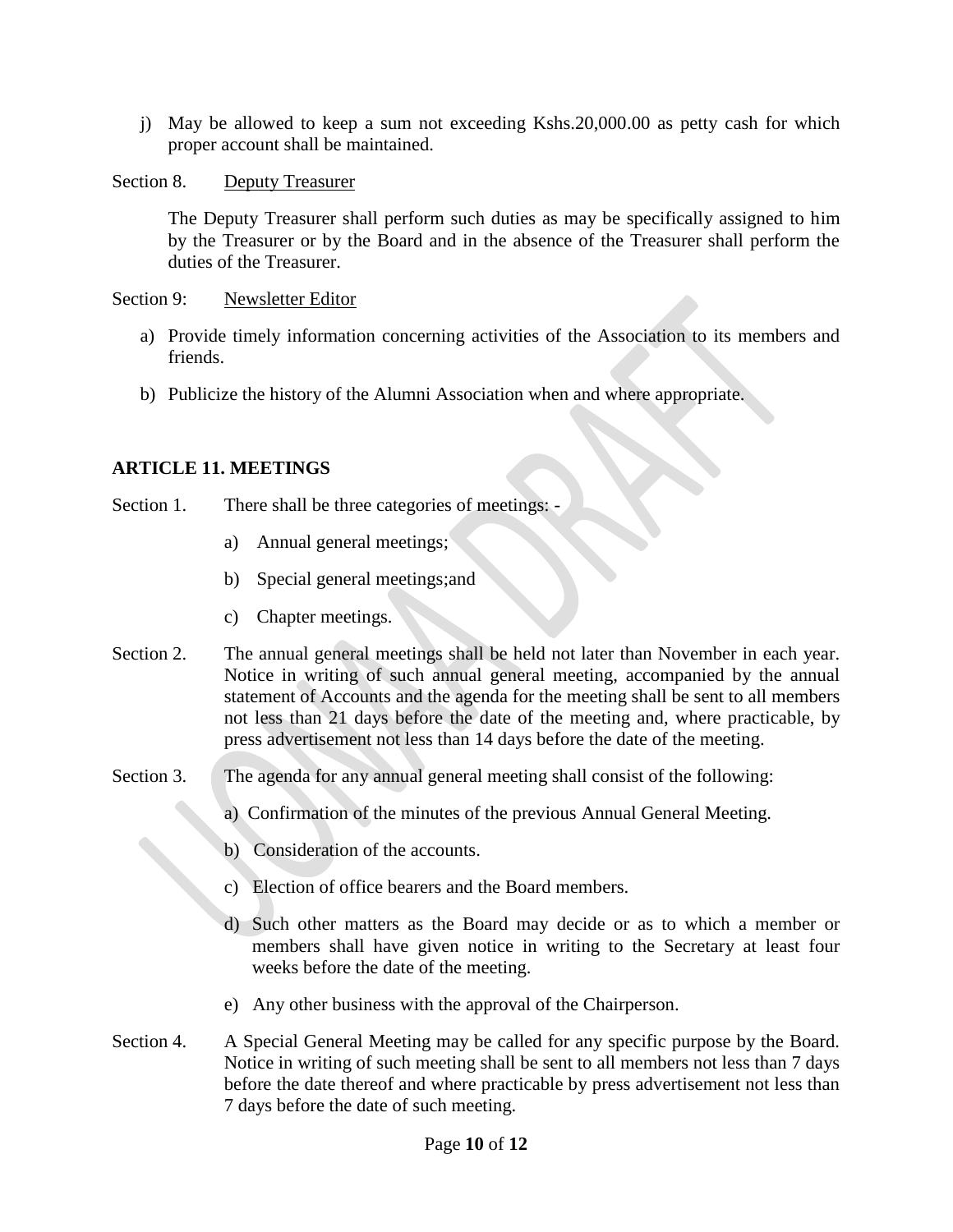j) May be allowed to keep a sum not exceeding Kshs.20,000.00 as petty cash for which proper account shall be maintained.

Section 8. Deputy Treasurer

The Deputy Treasurer shall perform such duties as may be specifically assigned to him by the Treasurer or by the Board and in the absence of the Treasurer shall perform the duties of the Treasurer.

Section 9: Newsletter Editor

a) Provide timely information concerning activities of the Association to its members and friends.

b) Publicize the history of the Alumni Association when and where appropriate.

## ARTICLE 11. MEETINGS

Section 1. There shall be three categories of meetings: -

a) Annual general meetings;

b) Special general meetings;and

c) Chapter meetings.

Section 2. The annual general meetings shall be held not later than November in each year. Notice in writing of such annual general meeting, accompanied by the annual statement of Accounts and the agenda for the meeting shall be sent to all members not less than 21 days before the date of the meeting and, where practicable, by press advertisement not less than 14 days before the date of the meeting.

Section 3. The agenda for any annual general meeting shall consist of the following:

a) Confirmation of the minutes of the previous Annual General Meeting.

b) Consideration of the accounts.

c) Election of office bearers and the Board members.

d) Such other matters as the Board may decide or as to which a member or members shall have given notice in writing to the Secretary at least four weeks before the date of the meeting.

e) Any other business with the approval of the Chairperson.

Section 4. A Special General Meeting may be called for any specific purpose by the Board. Notice in writing of such meeting shall be sent to all members not less than 7 days before the date thereof and where practicable by press advertisement not less than 7 days before the date of such meeting.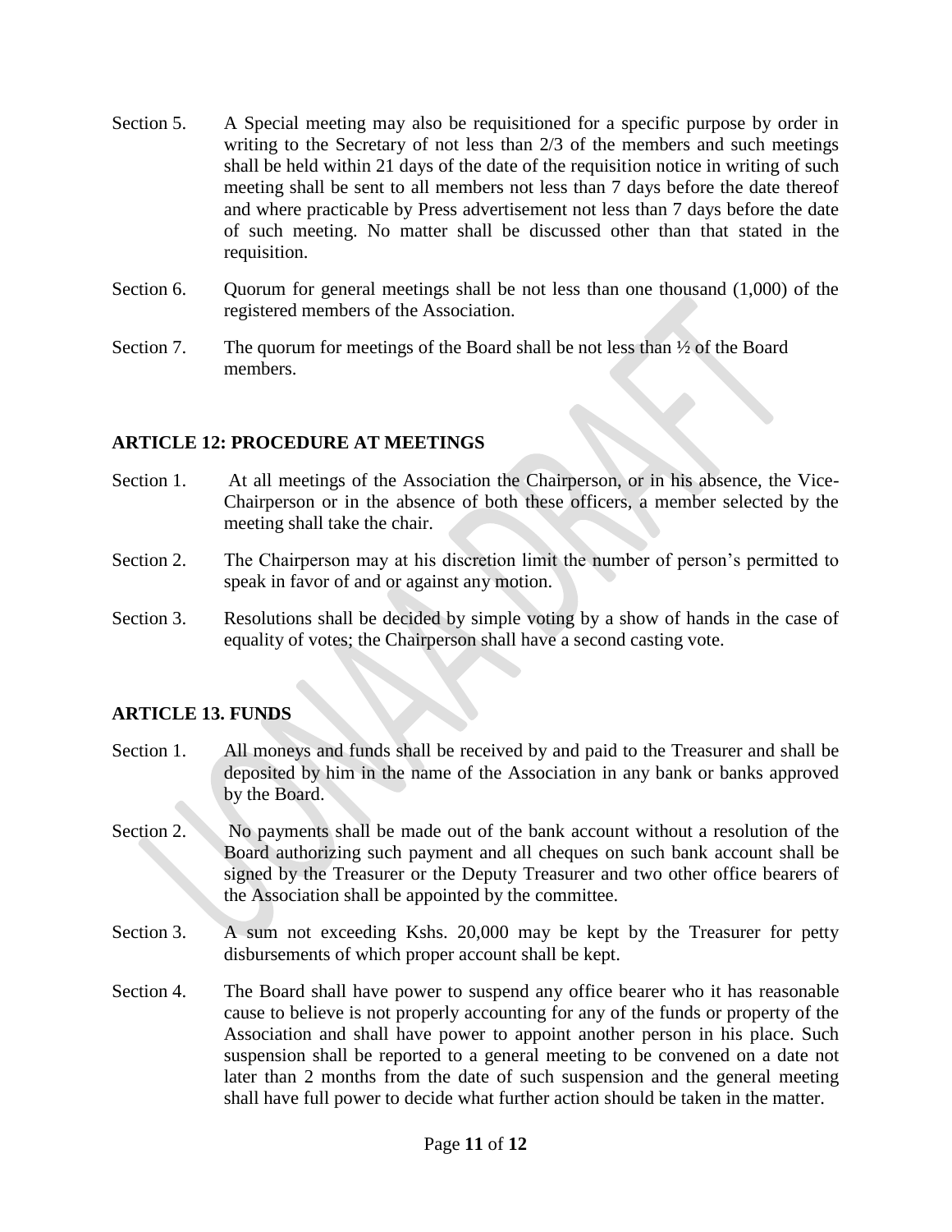Section 5. A Special meeting may also be requisitioned for a specific purpose by order in writing to the Secretary of not less than 2/3 of the members and such meetings shall be held within 21 days of the date of the requisition notice in writing of such meeting shall be sent to all members not less than 7 days before the date thereof and where practicable by Press advertisement not less than 7 days before the date of such meeting. No matter shall be discussed other than that stated in the requisition.

Section 6. Quorum for general meetings shall be not less than one thousand (1,000) of the registered members of the Association.

Section 7. The quorum for meetings of the Board shall be not less than ½ of the Board members.

## ARTICLE 12: PROCEDURE AT MEETINGS

Section 1. At all meetings of the Association the Chairperson, or in his absence, the Vice-Chairperson or in the absence of both these officers, a member selected by the meeting shall take the chair.

Section 2. The Chairperson may at his discretion limit the number of person's permitted to speak in favor of and or against any motion.

Section 3. Resolutions shall be decided by simple voting by a show of hands in the case of equality of votes; the Chairperson shall have a second casting vote.

## ARTICLE 13. FUNDS

Section 1. All moneys and funds shall be received by and paid to the Treasurer and shall be deposited by him in the name of the Association in any bank or banks approved by the Board.

Section 2. No payments shall be made out of the bank account without a resolution of the Board authorizing such payment and all cheques on such bank account shall be signed by the Treasurer or the Deputy Treasurer and two other office bearers of the Association shall be appointed by the committee.

Section 3. A sum not exceeding Kshs. 20,000 may be kept by the Treasurer for petty disbursements of which proper account shall be kept.

Section 4. The Board shall have power to suspend any office bearer who it has reasonable cause to believe is not properly accounting for any of the funds or property of the Association and shall have power to appoint another person in his place. Such suspension shall be reported to a general meeting to be convened on a date not later than 2 months from the date of such suspension and the general meeting shall have full power to decide what further action should be taken in the matter.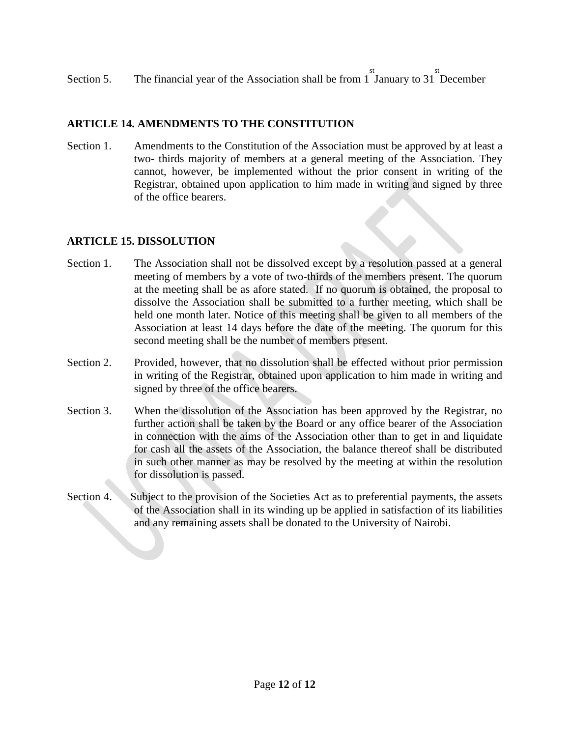Section 5. The financial year of the Association shall be from 1st January to 31st December

## ARTICLE 14. AMENDMENTS TO THE CONSTITUTION

Section 1. Amendments to the Constitution of the Association must be approved by at least a two- thirds majority of members at a general meeting of the Association. They cannot, however, be implemented without the prior consent in writing of the Registrar, obtained upon application to him made in writing and signed by three of the office bearers.

## ARTICLE 15. DISSOLUTION

Section 1. The Association shall not be dissolved except by a resolution passed at a general meeting of members by a vote of two-thirds of the members present. The quorum at the meeting shall be as afore stated. If no quorum is obtained, the proposal to dissolve the Association shall be submitted to a further meeting, which shall be held one month later. Notice of this meeting shall be given to all members of the Association at least 14 days before the date of the meeting. The quorum for this second meeting shall be the number of members present.

Section 2. Provided, however, that no dissolution shall be effected without prior permission in writing of the Registrar, obtained upon application to him made in writing and signed by three of the office bearers.

Section 3. When the dissolution of the Association has been approved by the Registrar, no further action shall be taken by the Board or any office bearer of the Association in connection with the aims of the Association other than to get in and liquidate for cash all the assets of the Association, the balance thereof shall be distributed in such other manner as may be resolved by the meeting at within the resolution for dissolution is passed.

Section 4. Subject to the provision of the Societies Act as to preferential payments, the assets of the Association shall in its winding up be applied in satisfaction of its liabilities and any remaining assets shall be donated to the University of Nairobi.